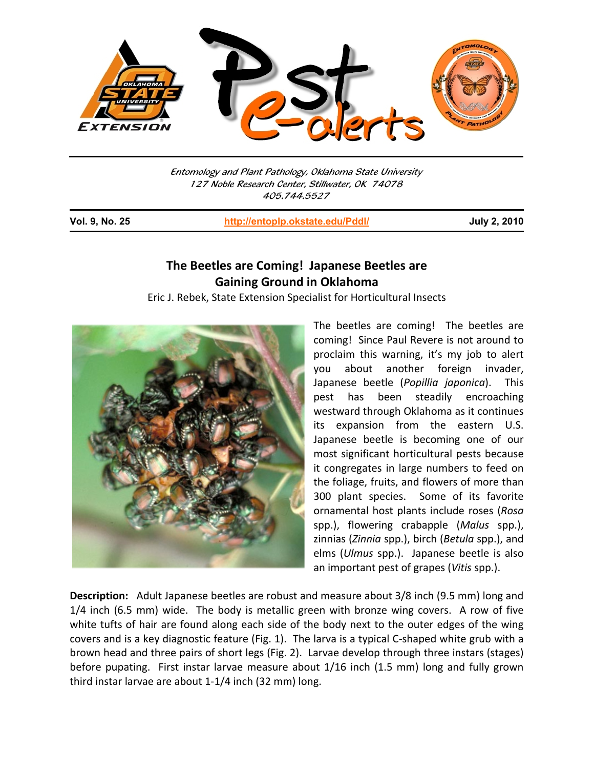Entomology and Plant Pathology, Oklahoma State University
127 Noble Research Center, Stillwater, OK 74078
405.744.5527

**Vol. 9, No. 25** http://entoplp.okstate.edu/Pddl/ **July 2, 2010**

# The Beetles are Coming! Japanese Beetles are Gaining Ground in Oklahoma

Eric J. Rebek, State Extension Specialist for Horticultural Insects

The beetles are coming! The beetles are coming! Since Paul Revere is not around to proclaim this warning, it's my job to alert you about another foreign invader, Japanese beetle (*Popillia japonica*). This pest has been steadily encroaching westward through Oklahoma as it continues its expansion from the eastern U.S. Japanese beetle is becoming one of our most significant horticultural pests because it congregates in large numbers to feed on the foliage, fruits, and flowers of more than 300 plant species. Some of its favorite ornamental host plants include roses (*Rosa* spp.), flowering crabapple (*Malus* spp.), zinnias (*Zinnia* spp.), birch (*Betula* spp.), and elms (*Ulmus* spp.). Japanese beetle is also an important pest of grapes (*Vitis* spp.).

**Description:** Adult Japanese beetles are robust and measure about 3/8 inch (9.5 mm) long and 1/4 inch (6.5 mm) wide. The body is metallic green with bronze wing covers. A row of five white tufts of hair are found along each side of the body next to the outer edges of the wing covers and is a key diagnostic feature (Fig. 1). The larva is a typical C-shaped white grub with a brown head and three pairs of short legs (Fig. 2). Larvae develop through three instars (stages) before pupating. First instar larvae measure about 1/16 inch (1.5 mm) long and fully grown third instar larvae are about 1-1/4 inch (32 mm) long.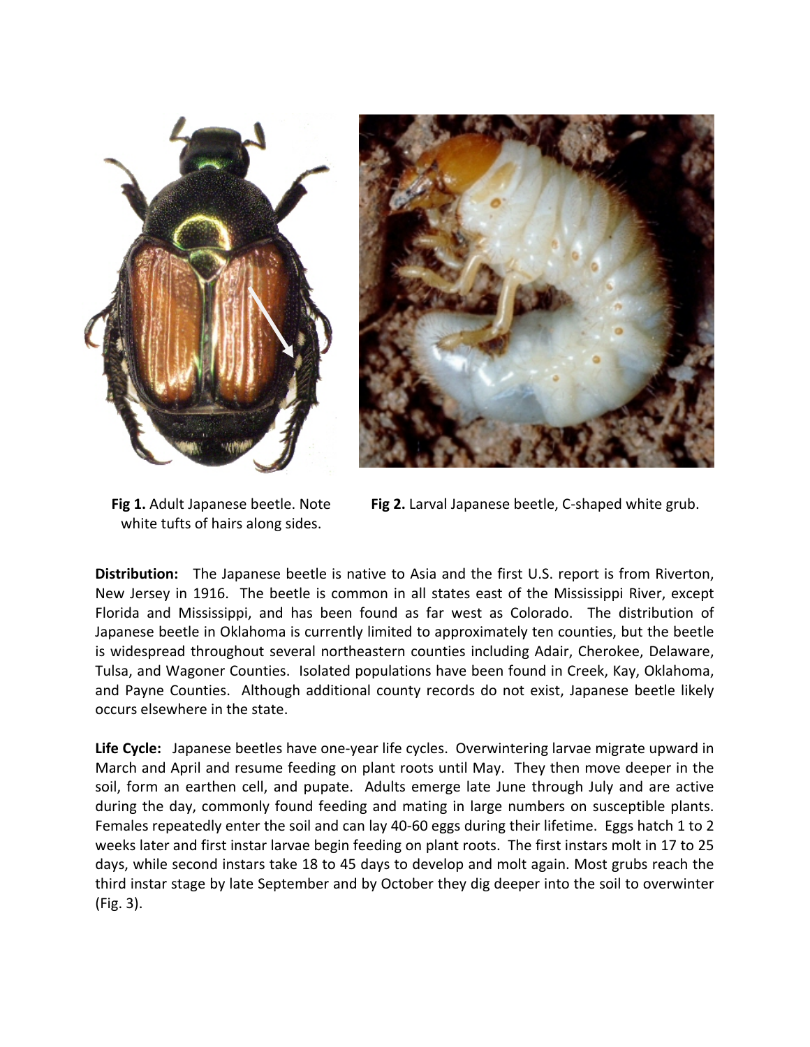**Fig 1.** Adult Japanese beetle. Note white tufts of hairs along sides.

**Fig 2.** Larval Japanese beetle, C-shaped white grub.

**Distribution:** The Japanese beetle is native to Asia and the first U.S. report is from Riverton, New Jersey in 1916. The beetle is common in all states east of the Mississippi River, except Florida and Mississippi, and has been found as far west as Colorado. The distribution of Japanese beetle in Oklahoma is currently limited to approximately ten counties, but the beetle is widespread throughout several northeastern counties including Adair, Cherokee, Delaware, Tulsa, and Wagoner Counties. Isolated populations have been found in Creek, Kay, Oklahoma, and Payne Counties. Although additional county records do not exist, Japanese beetle likely occurs elsewhere in the state.

**Life Cycle:** Japanese beetles have one-year life cycles. Overwintering larvae migrate upward in March and April and resume feeding on plant roots until May. They then move deeper in the soil, form an earthen cell, and pupate. Adults emerge late June through July and are active during the day, commonly found feeding and mating in large numbers on susceptible plants. Females repeatedly enter the soil and can lay 40-60 eggs during their lifetime. Eggs hatch 1 to 2 weeks later and first instar larvae begin feeding on plant roots. The first instars molt in 17 to 25 days, while second instars take 18 to 45 days to develop and molt again. Most grubs reach the third instar stage by late September and by October they dig deeper into the soil to overwinter (Fig. 3).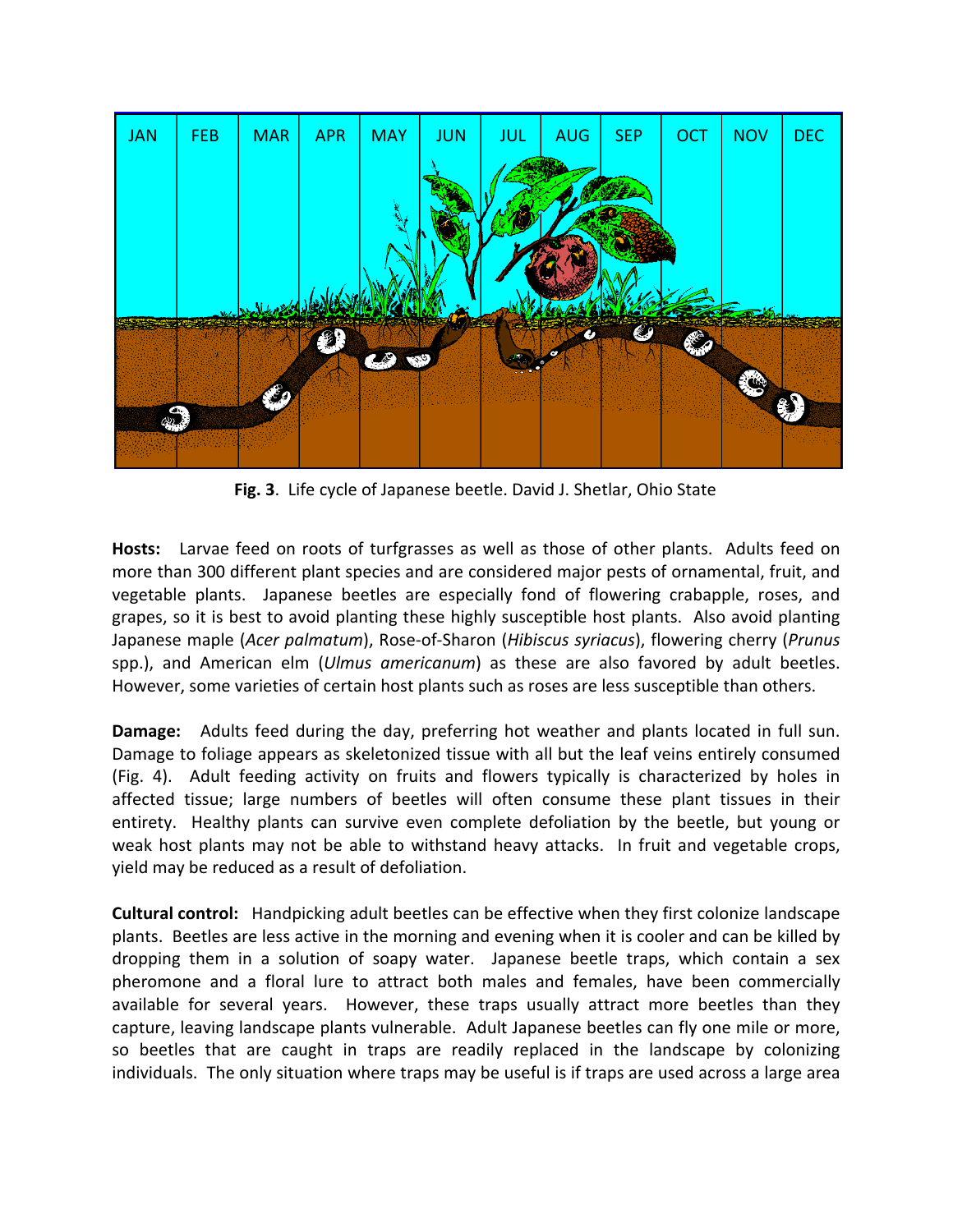JAN FEB MAR APR MAY JUN JUL AUG SEP OCT NOV DEC

**Fig. 3**. Life cycle of Japanese beetle. David J. Shetlar, Ohio State

**Hosts:** Larvae feed on roots of turfgrasses as well as those of other plants. Adults feed on more than 300 different plant species and are considered major pests of ornamental, fruit, and vegetable plants. Japanese beetles are especially fond of flowering crabapple, roses, and grapes, so it is best to avoid planting these highly susceptible host plants. Also avoid planting Japanese maple (*Acer palmatum*), Rose-of-Sharon (*Hibiscus syriacus*), flowering cherry (*Prunus* spp.), and American elm (*Ulmus americanum*) as these are also favored by adult beetles. However, some varieties of certain host plants such as roses are less susceptible than others.

**Damage:** Adults feed during the day, preferring hot weather and plants located in full sun. Damage to foliage appears as skeletonized tissue with all but the leaf veins entirely consumed (Fig. 4). Adult feeding activity on fruits and flowers typically is characterized by holes in affected tissue; large numbers of beetles will often consume these plant tissues in their entirety. Healthy plants can survive even complete defoliation by the beetle, but young or weak host plants may not be able to withstand heavy attacks. In fruit and vegetable crops, yield may be reduced as a result of defoliation.

**Cultural control:** Handpicking adult beetles can be effective when they first colonize landscape plants. Beetles are less active in the morning and evening when it is cooler and can be killed by dropping them in a solution of soapy water. Japanese beetle traps, which contain a sex pheromone and a floral lure to attract both males and females, have been commercially available for several years. However, these traps usually attract more beetles than they capture, leaving landscape plants vulnerable. Adult Japanese beetles can fly one mile or more, so beetles that are caught in traps are readily replaced in the landscape by colonizing individuals. The only situation where traps may be useful is if traps are used across a large area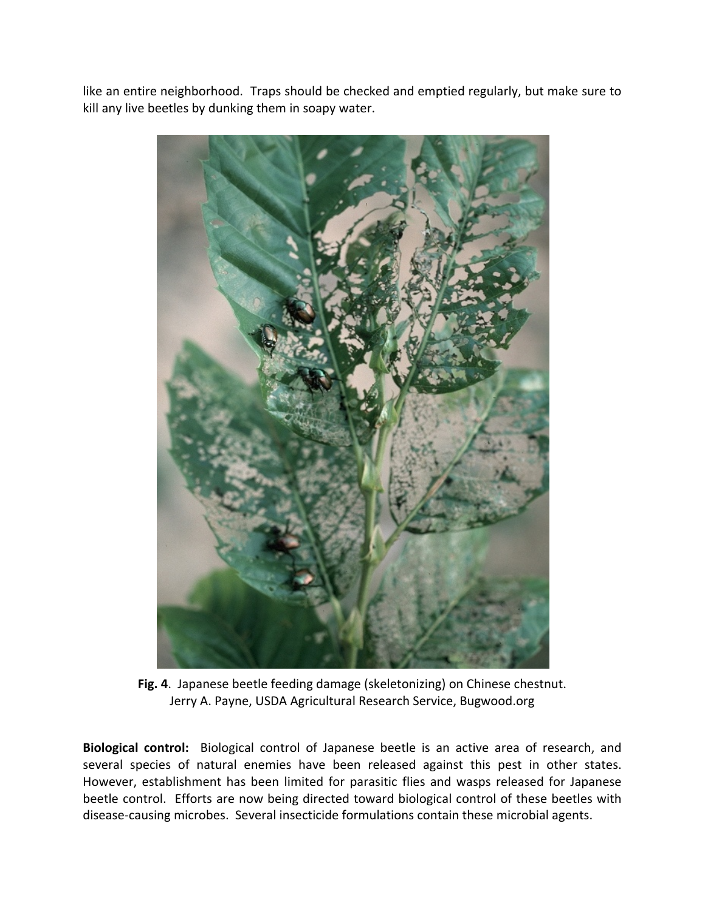like an entire neighborhood. Traps should be checked and emptied regularly, but make sure to kill any live beetles by dunking them in soapy water.

**Fig. 4**. Japanese beetle feeding damage (skeletonizing) on Chinese chestnut. Jerry A. Payne, USDA Agricultural Research Service, Bugwood.org

**Biological control:** Biological control of Japanese beetle is an active area of research, and several species of natural enemies have been released against this pest in other states. However, establishment has been limited for parasitic flies and wasps released for Japanese beetle control. Efforts are now being directed toward biological control of these beetles with disease-causing microbes. Several insecticide formulations contain these microbial agents.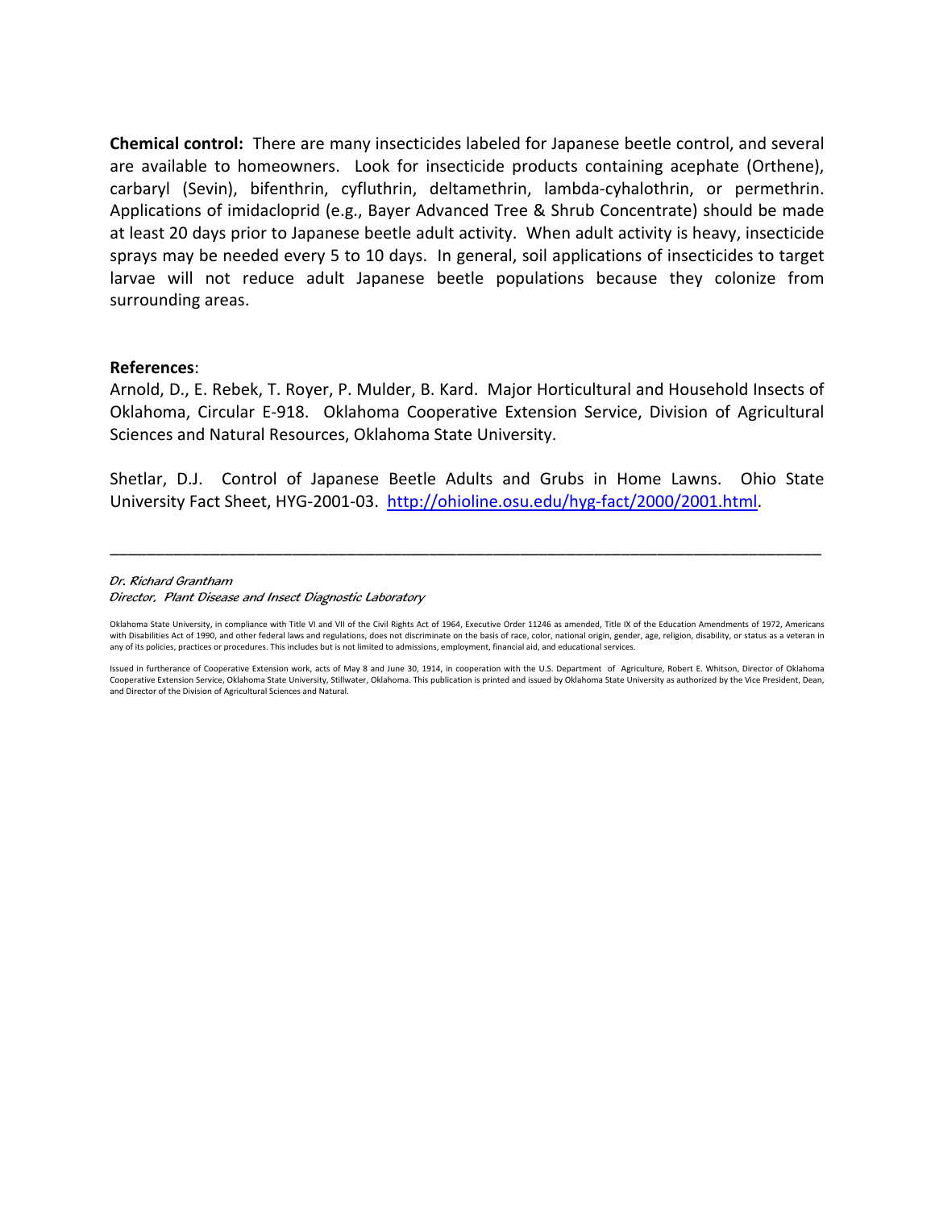**Chemical control:** There are many insecticides labeled for Japanese beetle control, and several are available to homeowners. Look for insecticide products containing acephate (Orthene), carbaryl (Sevin), bifenthrin, cyfluthrin, deltamethrin, lambda-cyhalothrin, or permethrin. Applications of imidacloprid (e.g., Bayer Advanced Tree & Shrub Concentrate) should be made at least 20 days prior to Japanese beetle adult activity. When adult activity is heavy, insecticide sprays may be needed every 5 to 10 days. In general, soil applications of insecticides to target larvae will not reduce adult Japanese beetle populations because they colonize from surrounding areas.

**References**:

Arnold, D., E. Rebek, T. Royer, P. Mulder, B. Kard. Major Horticultural and Household Insects of Oklahoma, Circular E-918. Oklahoma Cooperative Extension Service, Division of Agricultural Sciences and Natural Resources, Oklahoma State University.

Shetlar, D.J. Control of Japanese Beetle Adults and Grubs in Home Lawns. Ohio State University Fact Sheet, HYG-2001-03. http://ohioline.osu.edu/hyg-fact/2000/2001.html.

---

*Dr. Richard Grantham*
*Director, Plant Disease and Insect Diagnostic Laboratory*

Oklahoma State University, in compliance with Title VI and VII of the Civil Rights Act of 1964, Executive Order 11246 as amended, Title IX of the Education Amendments of 1972, Americans with Disabilities Act of 1990, and other federal laws and regulations, does not discriminate on the basis of race, color, national origin, gender, age, religion, disability, or status as a veteran in any of its policies, practices or procedures. This includes but is not limited to admissions, employment, financial aid, and educational services.

Issued in furtherance of Cooperative Extension work, acts of May 8 and June 30, 1914, in cooperation with the U.S. Department of Agriculture, Robert E. Whitson, Director of Oklahoma Cooperative Extension Service, Oklahoma State University, Stillwater, Oklahoma. This publication is printed and issued by Oklahoma State University as authorized by the Vice President, Dean, and Director of the Division of Agricultural Sciences and Natural.